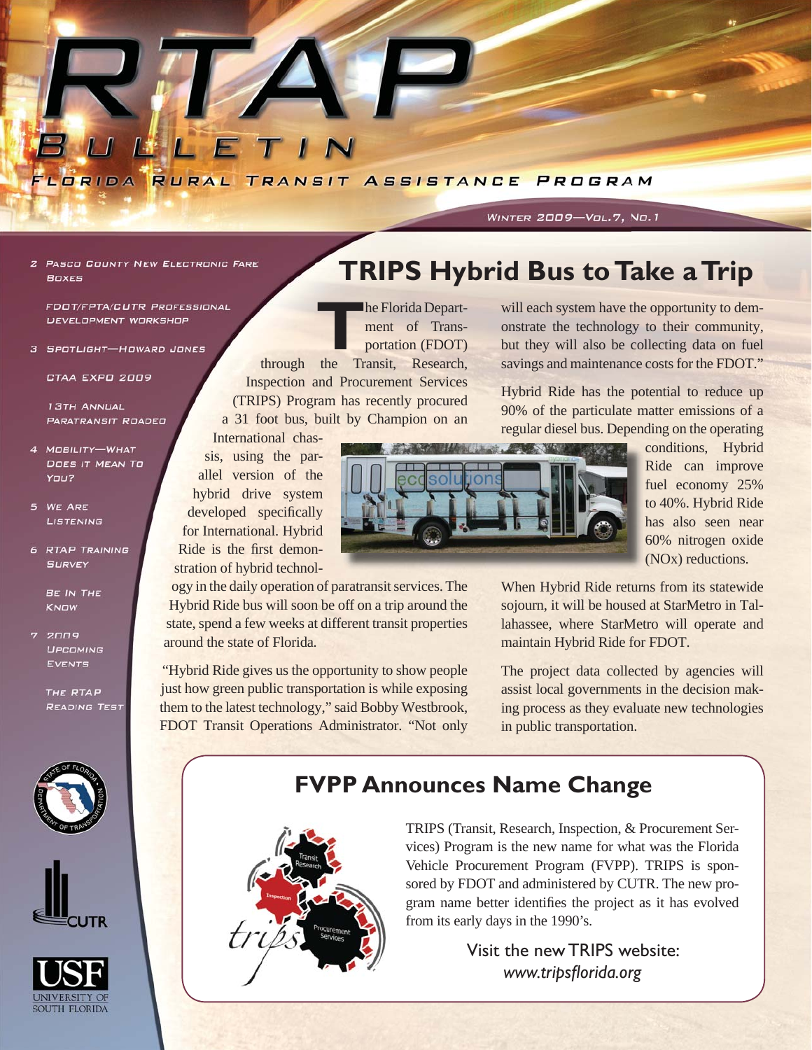# RTAP BULLETIN

FLORIDA RURAL TRANSIT ASSISTANCE PROGRAM

WINTER 2009—VOL.7, NO.1

2 PASCO COUNTY NEW ELECTRONIC FARE BOXES

FDOT/FPTA/CUTR PROFESSIONAL DEVELOPMENT WORKSHOP

3 SPOTLIGHT—HOWARD JONES

CTAA EXPO 2009

13TH ANNUAL PARATRANSIT ROADEO

4 MOBILITY—WHAT DOES IT MEAN TO YOU?

5 WE ARE LISTENING

6 RTAP TRAINING SURVEY

BE IN THE KNOW

7 2009 UPCOMING EVENTS

THE RTAP READING TEST

## TRIPS Hybrid Bus to Take a Trip

The Florida Department of Transportation (FDOT) through the Transit, Research, Inspection and Procurement Services (TRIPS) Program has recently procured a 31 foot bus, built by Champion on an International chassis, using the parallel version of the hybrid drive system developed specifically for International. Hybrid Ride is the first demonstration of hybrid technology in the daily operation of paratransit services. The Hybrid Ride bus will soon be off on a trip around the state, spend a few weeks at different transit properties around the state of Florida.

"Hybrid Ride gives us the opportunity to show people just how green public transportation is while exposing them to the latest technology," said Bobby Westbrook, FDOT Transit Operations Administrator. "Not only will each system have the opportunity to demonstrate the technology to their community, but they will also be collecting data on fuel savings and maintenance costs for the FDOT."

Hybrid Ride has the potential to reduce up 90% of the particulate matter emissions of a regular diesel bus. Depending on the operating conditions, Hybrid Ride can improve fuel economy 25% to 40%. Hybrid Ride has also seen near 60% nitrogen oxide (NOx) reductions.

When Hybrid Ride returns from its statewide sojourn, it will be housed at StarMetro in Tallahassee, where StarMetro will operate and maintain Hybrid Ride for FDOT.

The project data collected by agencies will assist local governments in the decision making process as they evaluate new technologies in public transportation.

## FVPP Announces Name Change

TRIPS (Transit, Research, Inspection, & Procurement Services) Program is the new name for what was the Florida Vehicle Procurement Program (FVPP). TRIPS is sponsored by FDOT and administered by CUTR. The new program name better identifies the project as it has evolved from its early days in the 1990's.

Visit the new TRIPS website:
*www.tripsflorida.org*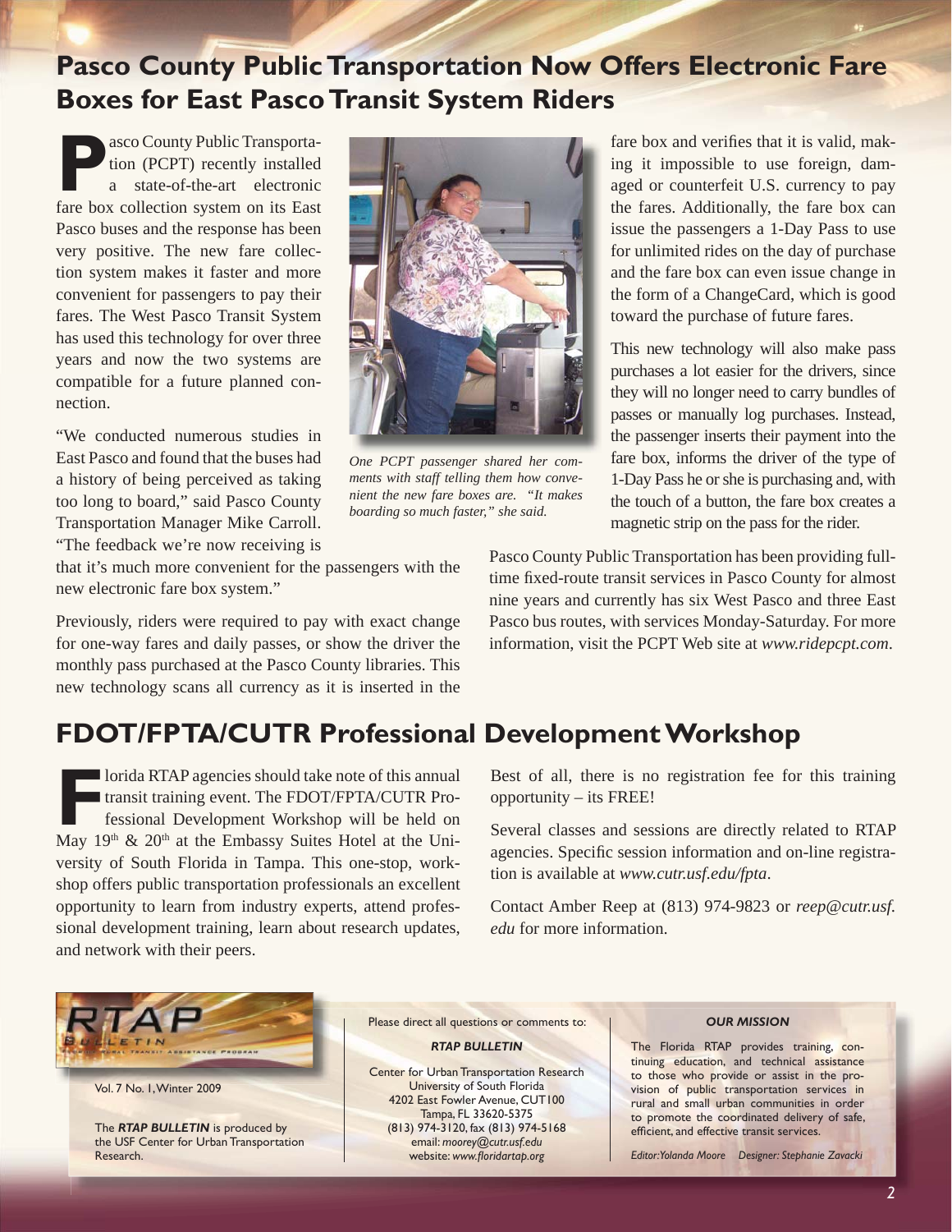## Pasco County Public Transportation Now Offers Electronic Fare Boxes for East Pasco Transit System Riders

Pasco County Public Transportation (PCPT) recently installed a state-of-the-art electronic fare box collection system on its East Pasco buses and the response has been very positive. The new fare collection system makes it faster and more convenient for passengers to pay their fares. The West Pasco Transit System has used this technology for over three years and now the two systems are compatible for a future planned connection.

"We conducted numerous studies in East Pasco and found that the buses had a history of being perceived as taking too long to board," said Pasco County Transportation Manager Mike Carroll. "The feedback we're now receiving is that it's much more convenient for the passengers with the new electronic fare box system."

*One PCPT passenger shared her comments with staff telling them how convenient the new fare boxes are. "It makes boarding so much faster," she said.*

Previously, riders were required to pay with exact change for one-way fares and daily passes, or show the driver the monthly pass purchased at the Pasco County libraries. This new technology scans all currency as it is inserted in the fare box and verifies that it is valid, making it impossible to use foreign, damaged or counterfeit U.S. currency to pay the fares. Additionally, the fare box can issue the passengers a 1-Day Pass to use for unlimited rides on the day of purchase and the fare box can even issue change in the form of a ChangeCard, which is good toward the purchase of future fares.

This new technology will also make pass purchases a lot easier for the drivers, since they will no longer need to carry bundles of passes or manually log purchases. Instead, the passenger inserts their payment into the fare box, informs the driver of the type of 1-Day Pass he or she is purchasing and, with the touch of a button, the fare box creates a magnetic strip on the pass for the rider.

Pasco County Public Transportation has been providing full-time fixed-route transit services in Pasco County for almost nine years and currently has six West Pasco and three East Pasco bus routes, with services Monday-Saturday. For more information, visit the PCPT Web site at *www.ridepcpt.com*.

## FDOT/FPTA/CUTR Professional Development Workshop

Florida RTAP agencies should take note of this annual transit training event. The FDOT/FPTA/CUTR Professional Development Workshop will be held on May 19th & 20th at the Embassy Suites Hotel at the University of South Florida in Tampa. This one-stop, workshop offers public transportation professionals an excellent opportunity to learn from industry experts, attend professional development training, learn about research updates, and network with their peers.

Best of all, there is no registration fee for this training opportunity – its FREE!

Several classes and sessions are directly related to RTAP agencies. Specific session information and on-line registration is available at *www.cutr.usf.edu/fpta*.

Contact Amber Reep at (813) 974-9823 or *reep@cutr.usf.edu* for more information.

---

RTAP BULLETIN

Vol. 7 No. 1, Winter 2009

The ***RTAP BULLETIN*** is produced by the USF Center for Urban Transportation Research.

Please direct all questions or comments to:

***RTAP BULLETIN***

Center for Urban Transportation Research
University of South Florida
4202 East Fowler Avenue, CUT100
Tampa, FL 33620-5375
(813) 974-3120, fax (813) 974-5168
email: *moorey@cutr.usf.edu*
website: *www.floridartap.org*

***OUR MISSION***

The Florida RTAP provides training, continuing education, and technical assistance to those who provide or assist in the provision of public transportation services in rural and small urban communities in order to promote the coordinated delivery of safe, efficient, and effective transit services.

*Editor: Yolanda Moore   Designer: Stephanie Zavacki*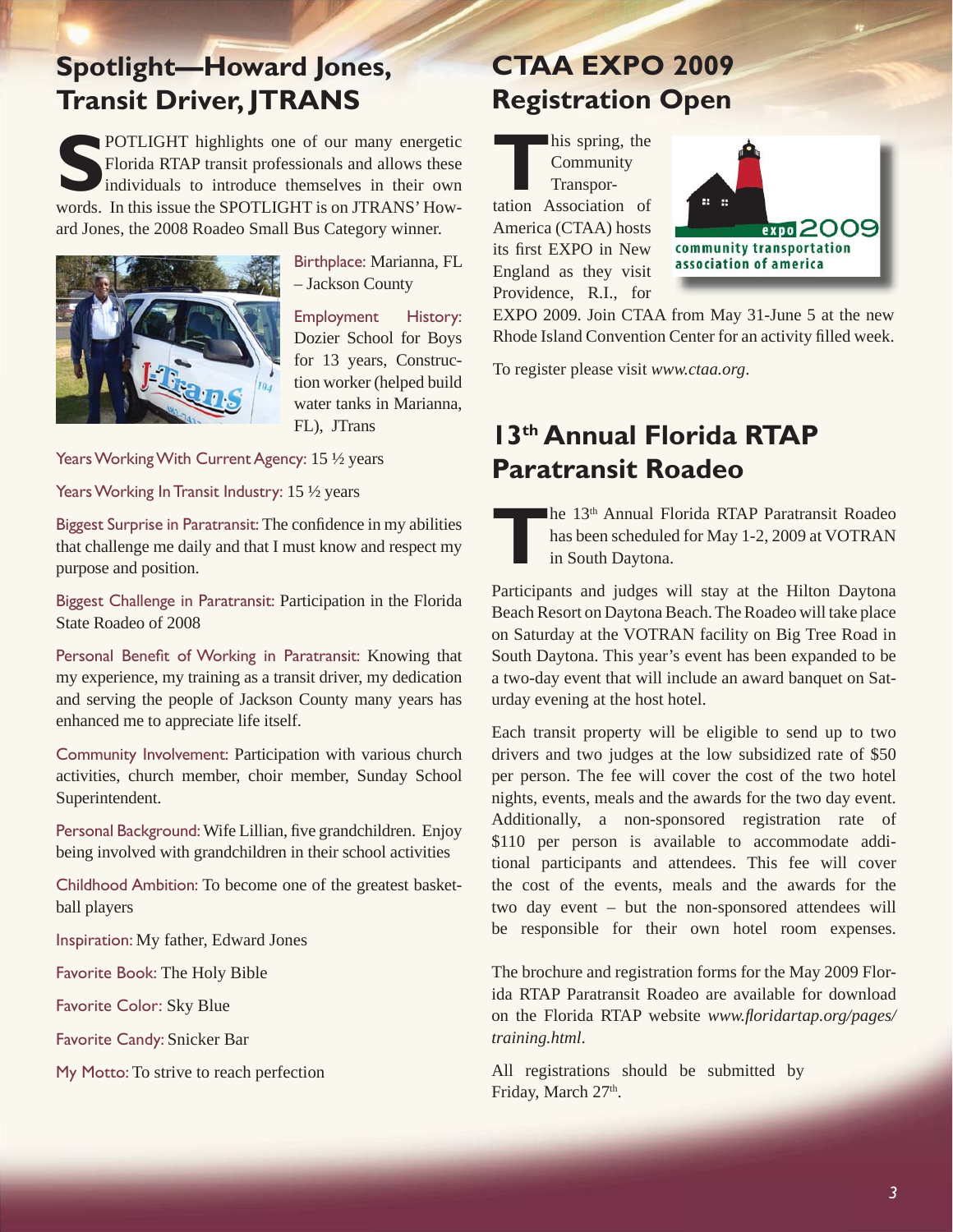## Spotlight—Howard Jones, Transit Driver, JTRANS

SPOTLIGHT highlights one of our many energetic Florida RTAP transit professionals and allows these individuals to introduce themselves in their own words. In this issue the SPOTLIGHT is on JTRANS' Howard Jones, the 2008 Roadeo Small Bus Category winner.

Birthplace: Marianna, FL – Jackson County

Employment History: Dozier School for Boys for 13 years, Construction worker (helped build water tanks in Marianna, FL), JTrans

Years Working With Current Agency: 15 ½ years

Years Working In Transit Industry: 15 ½ years

Biggest Surprise in Paratransit: The confidence in my abilities that challenge me daily and that I must know and respect my purpose and position.

Biggest Challenge in Paratransit: Participation in the Florida State Roadeo of 2008

Personal Benefit of Working in Paratransit: Knowing that my experience, my training as a transit driver, my dedication and serving the people of Jackson County many years has enhanced me to appreciate life itself.

Community Involvement: Participation with various church activities, church member, choir member, Sunday School Superintendent.

Personal Background: Wife Lillian, five grandchildren. Enjoy being involved with grandchildren in their school activities

Childhood Ambition: To become one of the greatest basketball players

Inspiration: My father, Edward Jones

Favorite Book: The Holy Bible

Favorite Color: Sky Blue

Favorite Candy: Snicker Bar

My Motto: To strive to reach perfection

## CTAA EXPO 2009 Registration Open

This spring, the Community Transportation Association of America (CTAA) hosts its first EXPO in New England as they visit Providence, R.I., for EXPO 2009. Join CTAA from May 31-June 5 at the new Rhode Island Convention Center for an activity filled week.

To register please visit *www.ctaa.org*.

## 13th Annual Florida RTAP Paratransit Roadeo

The 13th Annual Florida RTAP Paratransit Roadeo has been scheduled for May 1-2, 2009 at VOTRAN in South Daytona.

Participants and judges will stay at the Hilton Daytona Beach Resort on Daytona Beach. The Roadeo will take place on Saturday at the VOTRAN facility on Big Tree Road in South Daytona. This year's event has been expanded to be a two-day event that will include an award banquet on Saturday evening at the host hotel.

Each transit property will be eligible to send up to two drivers and two judges at the low subsidized rate of $50 per person. The fee will cover the cost of the two hotel nights, events, meals and the awards for the two day event. Additionally, a non-sponsored registration rate of $110 per person is available to accommodate additional participants and attendees. This fee will cover the cost of the events, meals and the awards for the two day event – but the non-sponsored attendees will be responsible for their own hotel room expenses.

The brochure and registration forms for the May 2009 Florida RTAP Paratransit Roadeo are available for download on the Florida RTAP website *www.floridartap.org/pages/training.html*.

All registrations should be submitted by Friday, March 27th.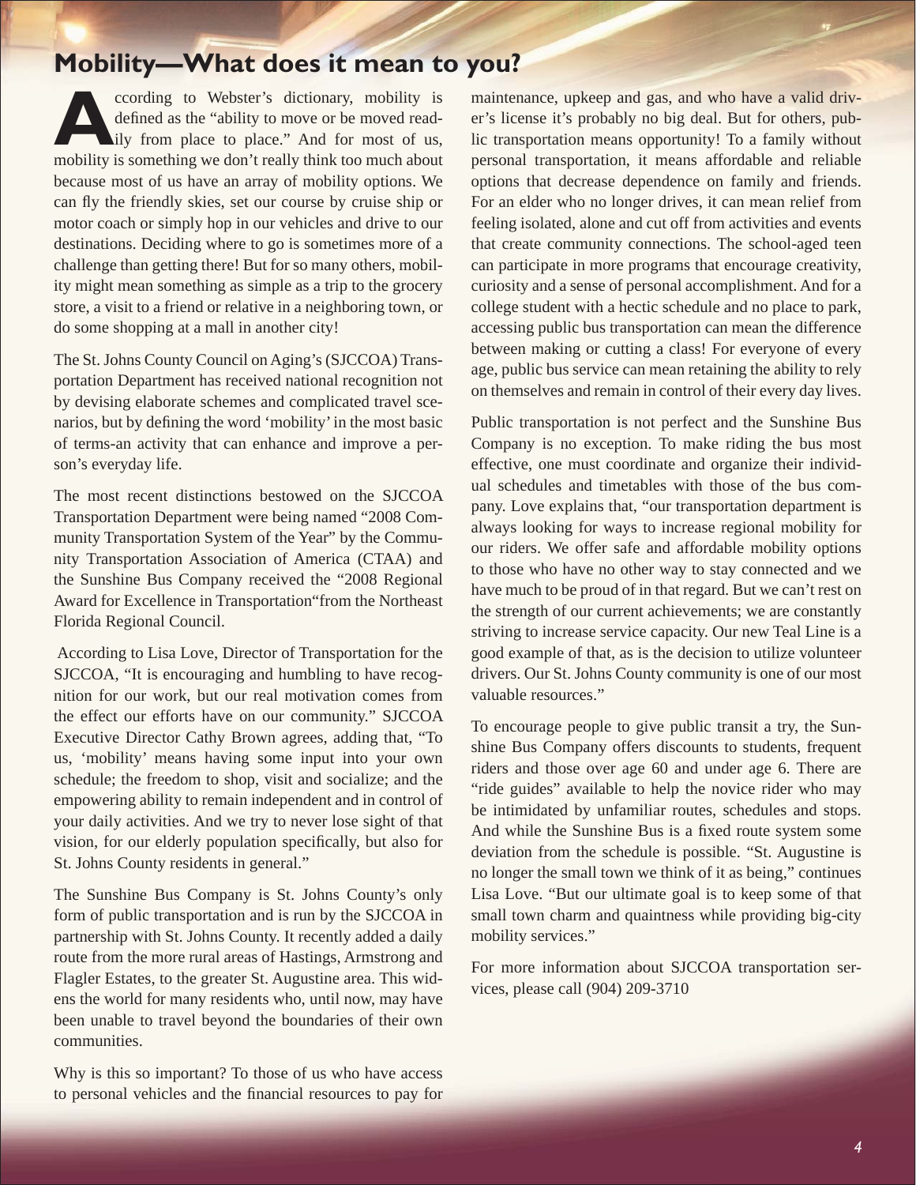# Mobility—What does it mean to you?

According to Webster's dictionary, mobility is defined as the "ability to move or be moved readily from place to place." And for most of us, mobility is something we don't really think too much about because most of us have an array of mobility options. We can fly the friendly skies, set our course by cruise ship or motor coach or simply hop in our vehicles and drive to our destinations. Deciding where to go is sometimes more of a challenge than getting there! But for so many others, mobility might mean something as simple as a trip to the grocery store, a visit to a friend or relative in a neighboring town, or do some shopping at a mall in another city!

The St. Johns County Council on Aging's (SJCCOA) Transportation Department has received national recognition not by devising elaborate schemes and complicated travel scenarios, but by defining the word 'mobility' in the most basic of terms-an activity that can enhance and improve a person's everyday life.

The most recent distinctions bestowed on the SJCCOA Transportation Department were being named "2008 Community Transportation System of the Year" by the Community Transportation Association of America (CTAA) and the Sunshine Bus Company received the "2008 Regional Award for Excellence in Transportation"from the Northeast Florida Regional Council.

According to Lisa Love, Director of Transportation for the SJCCOA, "It is encouraging and humbling to have recognition for our work, but our real motivation comes from the effect our efforts have on our community." SJCCOA Executive Director Cathy Brown agrees, adding that, "To us, 'mobility' means having some input into your own schedule; the freedom to shop, visit and socialize; and the empowering ability to remain independent and in control of your daily activities. And we try to never lose sight of that vision, for our elderly population specifically, but also for St. Johns County residents in general."

The Sunshine Bus Company is St. Johns County's only form of public transportation and is run by the SJCCOA in partnership with St. Johns County. It recently added a daily route from the more rural areas of Hastings, Armstrong and Flagler Estates, to the greater St. Augustine area. This widens the world for many residents who, until now, may have been unable to travel beyond the boundaries of their own communities.

Why is this so important? To those of us who have access to personal vehicles and the financial resources to pay for maintenance, upkeep and gas, and who have a valid driver's license it's probably no big deal. But for others, public transportation means opportunity! To a family without personal transportation, it means affordable and reliable options that decrease dependence on family and friends. For an elder who no longer drives, it can mean relief from feeling isolated, alone and cut off from activities and events that create community connections. The school-aged teen can participate in more programs that encourage creativity, curiosity and a sense of personal accomplishment. And for a college student with a hectic schedule and no place to park, accessing public bus transportation can mean the difference between making or cutting a class! For everyone of every age, public bus service can mean retaining the ability to rely on themselves and remain in control of their every day lives.

Public transportation is not perfect and the Sunshine Bus Company is no exception. To make riding the bus most effective, one must coordinate and organize their individual schedules and timetables with those of the bus company. Love explains that, "our transportation department is always looking for ways to increase regional mobility for our riders. We offer safe and affordable mobility options to those who have no other way to stay connected and we have much to be proud of in that regard. But we can't rest on the strength of our current achievements; we are constantly striving to increase service capacity. Our new Teal Line is a good example of that, as is the decision to utilize volunteer drivers. Our St. Johns County community is one of our most valuable resources."

To encourage people to give public transit a try, the Sunshine Bus Company offers discounts to students, frequent riders and those over age 60 and under age 6. There are "ride guides" available to help the novice rider who may be intimidated by unfamiliar routes, schedules and stops. And while the Sunshine Bus is a fixed route system some deviation from the schedule is possible. "St. Augustine is no longer the small town we think of it as being," continues Lisa Love. "But our ultimate goal is to keep some of that small town charm and quaintness while providing big-city mobility services."

For more information about SJCCOA transportation services, please call (904) 209-3710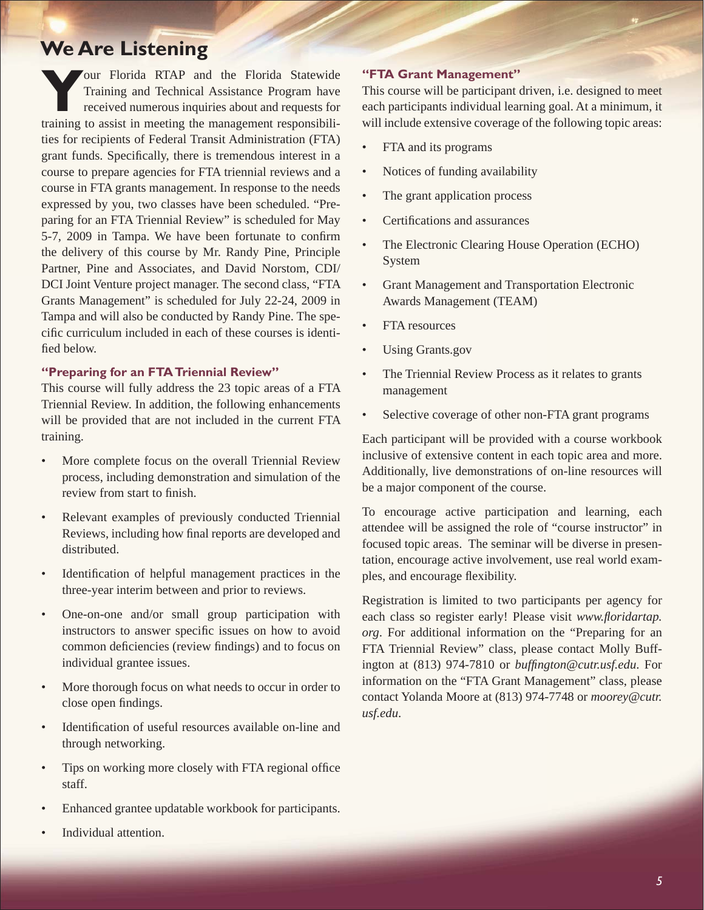# We Are Listening

Your Florida RTAP and the Florida Statewide Training and Technical Assistance Program have received numerous inquiries about and requests for training to assist in meeting the management responsibilities for recipients of Federal Transit Administration (FTA) grant funds. Specifically, there is tremendous interest in a course to prepare agencies for FTA triennial reviews and a course in FTA grants management. In response to the needs expressed by you, two classes have been scheduled. "Preparing for an FTA Triennial Review" is scheduled for May 5-7, 2009 in Tampa. We have been fortunate to confirm the delivery of this course by Mr. Randy Pine, Principle Partner, Pine and Associates, and David Norstom, CDI/DCI Joint Venture project manager. The second class, "FTA Grants Management" is scheduled for July 22-24, 2009 in Tampa and will also be conducted by Randy Pine. The specific curriculum included in each of these courses is identified below.

### "Preparing for an FTA Triennial Review"

This course will fully address the 23 topic areas of a FTA Triennial Review. In addition, the following enhancements will be provided that are not included in the current FTA training.

- More complete focus on the overall Triennial Review process, including demonstration and simulation of the review from start to finish.
- Relevant examples of previously conducted Triennial Reviews, including how final reports are developed and distributed.
- Identification of helpful management practices in the three-year interim between and prior to reviews.
- One-on-one and/or small group participation with instructors to answer specific issues on how to avoid common deficiencies (review findings) and to focus on individual grantee issues.
- More thorough focus on what needs to occur in order to close open findings.
- Identification of useful resources available on-line and through networking.
- Tips on working more closely with FTA regional office staff.
- Enhanced grantee updatable workbook for participants.
- Individual attention.

### "FTA Grant Management"

This course will be participant driven, i.e. designed to meet each participants individual learning goal. At a minimum, it will include extensive coverage of the following topic areas:

- FTA and its programs
- Notices of funding availability
- The grant application process
- Certifications and assurances
- The Electronic Clearing House Operation (ECHO) System
- Grant Management and Transportation Electronic Awards Management (TEAM)
- FTA resources
- Using Grants.gov
- The Triennial Review Process as it relates to grants management
- Selective coverage of other non-FTA grant programs

Each participant will be provided with a course workbook inclusive of extensive content in each topic area and more. Additionally, live demonstrations of on-line resources will be a major component of the course.

To encourage active participation and learning, each attendee will be assigned the role of "course instructor" in focused topic areas. The seminar will be diverse in presentation, encourage active involvement, use real world examples, and encourage flexibility.

Registration is limited to two participants per agency for each class so register early! Please visit *www.floridartap.org*. For additional information on the "Preparing for an FTA Triennial Review" class, please contact Molly Buffington at (813) 974-7810 or *buffington@cutr.usf.edu*. For information on the "FTA Grant Management" class, please contact Yolanda Moore at (813) 974-7748 or *moorey@cutr.usf.edu*.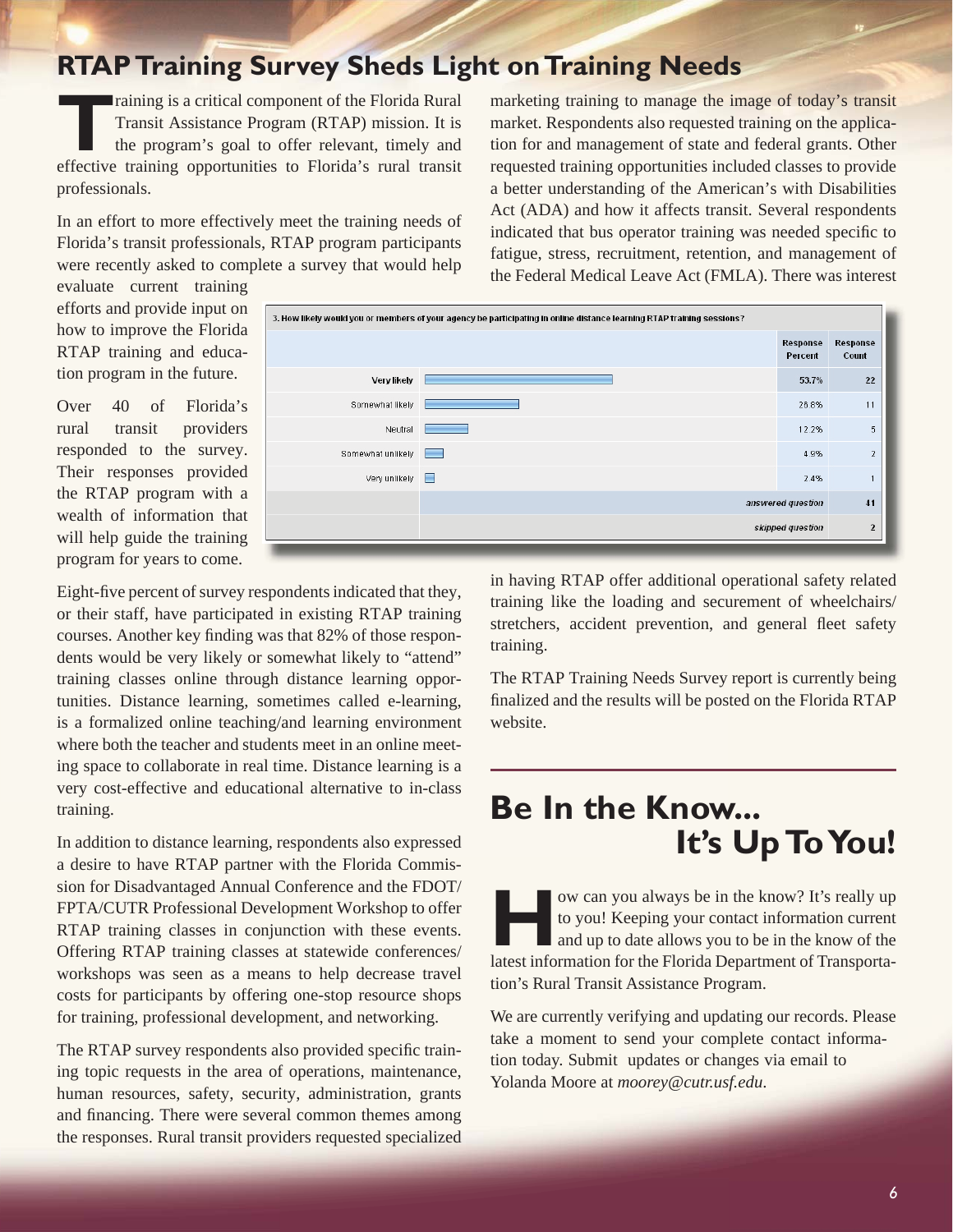## RTAP Training Survey Sheds Light on Training Needs

Training is a critical component of the Florida Rural Transit Assistance Program (RTAP) mission. It is the program's goal to offer relevant, timely and effective training opportunities to Florida's rural transit professionals.

In an effort to more effectively meet the training needs of Florida's transit professionals, RTAP program participants were recently asked to complete a survey that would help evaluate current training efforts and provide input on how to improve the Florida RTAP training and education program in the future.

Over 40 of Florida's rural transit providers responded to the survey. Their responses provided the RTAP program with a wealth of information that will help guide the training program for years to come.

Eight-five percent of survey respondents indicated that they, or their staff, have participated in existing RTAP training courses. Another key finding was that 82% of those respondents would be very likely or somewhat likely to "attend" training classes online through distance learning opportunities. Distance learning, sometimes called e-learning, is a formalized online teaching/and learning environment where both the teacher and students meet in an online meeting space to collaborate in real time. Distance learning is a very cost-effective and educational alternative to in-class training.

In addition to distance learning, respondents also expressed a desire to have RTAP partner with the Florida Commission for Disadvantaged Annual Conference and the FDOT/FPTA/CUTR Professional Development Workshop to offer RTAP training classes in conjunction with these events. Offering RTAP training classes at statewide conferences/workshops was seen as a means to help decrease travel costs for participants by offering one-stop resource shops for training, professional development, and networking.

The RTAP survey respondents also provided specific training topic requests in the area of operations, maintenance, human resources, safety, security, administration, grants and financing. There were several common themes among the responses. Rural transit providers requested specialized marketing training to manage the image of today's transit market. Respondents also requested training on the application for and management of state and federal grants. Other requested training opportunities included classes to provide a better understanding of the American's with Disabilities Act (ADA) and how it affects transit. Several respondents indicated that bus operator training was needed specific to fatigue, stress, recruitment, retention, and management of the Federal Medical Leave Act (FMLA). There was interest in having RTAP offer additional operational safety related training like the loading and securement of wheelchairs/stretchers, accident prevention, and general fleet safety training.

**3. How likely would you or members of your agency be participating in online distance learning RTAP training sessions?**

| | Response Percent | Response Count |
|---|---|---|
| Very likely | 53.7% | 22 |
| Somewhat likely | 26.8% | 11 |
| Neutral | 12.2% | 5 |
| Somewhat unlikely | 4.9% | 2 |
| Very unlikely | 2.4% | 1 |
| *answered question* | | 41 |
| *skipped question* | | 2 |

The RTAP Training Needs Survey report is currently being finalized and the results will be posted on the Florida RTAP website.

## Be In the Know... It's Up To You!

How can you always be in the know? It's really up to you! Keeping your contact information current and up to date allows you to be in the know of the latest information for the Florida Department of Transportation's Rural Transit Assistance Program.

We are currently verifying and updating our records. Please take a moment to send your complete contact information today. Submit updates or changes via email to Yolanda Moore at *moorey@cutr.usf.edu*.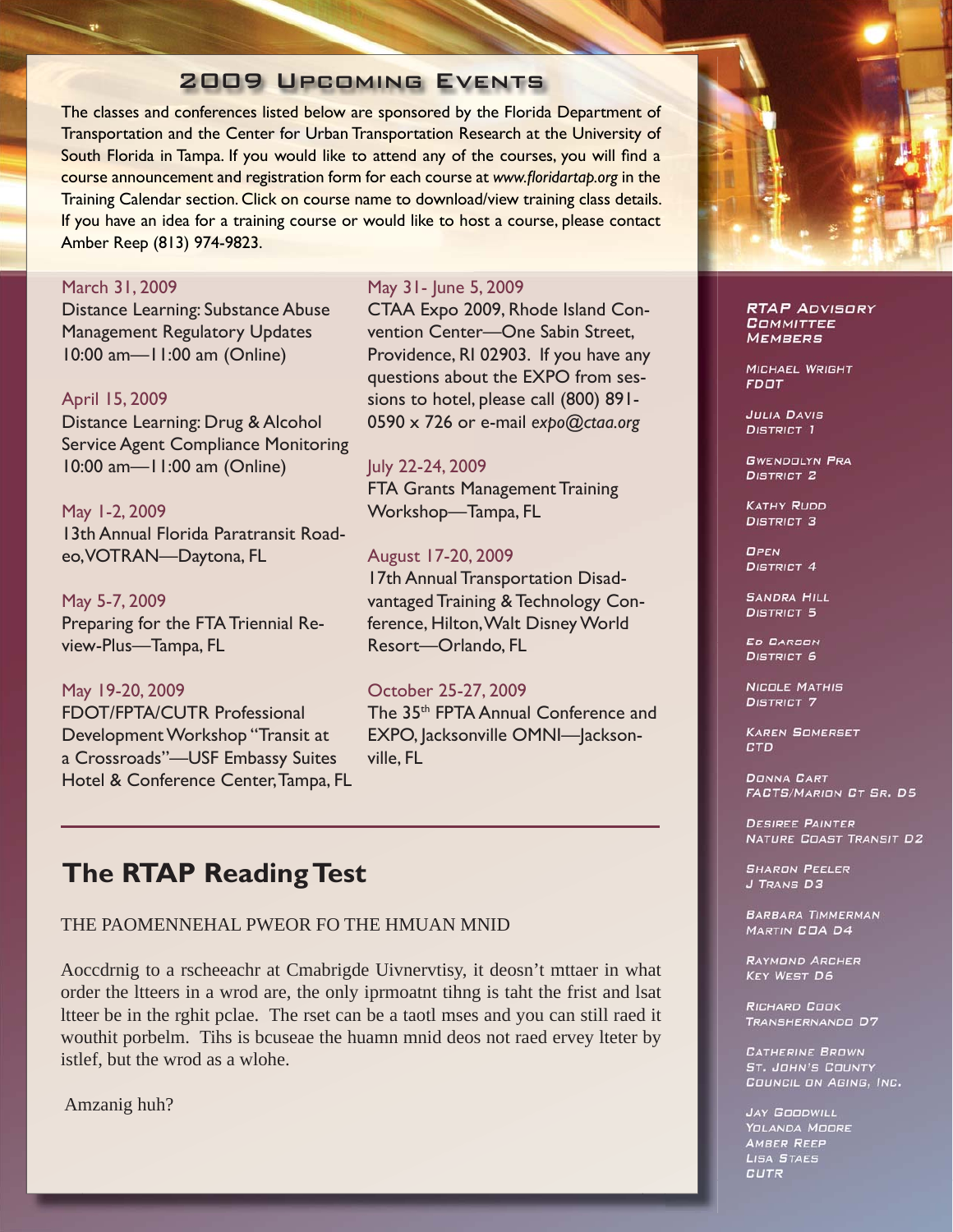## 2009 Upcoming Events

The classes and conferences listed below are sponsored by the Florida Department of Transportation and the Center for Urban Transportation Research at the University of South Florida in Tampa. If you would like to attend any of the courses, you will find a course announcement and registration form for each course at *www.floridartap.org* in the Training Calendar section. Click on course name to download/view training class details. If you have an idea for a training course or would like to host a course, please contact Amber Reep (813) 974-9823.

March 31, 2009
Distance Learning: Substance Abuse Management Regulatory Updates
10:00 am—11:00 am (Online)

April 15, 2009
Distance Learning: Drug & Alcohol Service Agent Compliance Monitoring
10:00 am—11:00 am (Online)

May 1-2, 2009
13th Annual Florida Paratransit Roadeo, VOTRAN—Daytona, FL

May 5-7, 2009
Preparing for the FTA Triennial Review-Plus—Tampa, FL

May 19-20, 2009
FDOT/FPTA/CUTR Professional Development Workshop "Transit at a Crossroads"—USF Embassy Suites Hotel & Conference Center, Tampa, FL

May 31- June 5, 2009
CTAA Expo 2009, Rhode Island Convention Center—One Sabin Street, Providence, RI 02903. If you have any questions about the EXPO from sessions to hotel, please call (800) 891-0590 x 726 or e-mail *expo@ctaa.org*

July 22-24, 2009
FTA Grants Management Training Workshop—Tampa, FL

August 17-20, 2009
17th Annual Transportation Disadvantaged Training & Technology Conference, Hilton, Walt Disney World Resort—Orlando, FL

October 25-27, 2009
The 35th FPTA Annual Conference and EXPO, Jacksonville OMNI—Jacksonville, FL

## The RTAP Reading Test

THE PAOMENNEHAL PWEOR FO THE HMUAN MNID

Aoccdrnig to a rscheeachr at Cmabrigde Uivnervtisy, it deosn't mttaer in what order the ltteers in a wrod are, the only iprmoatnt tihng is taht the frist and lsat ltteer be in the rghit pclae. The rset can be a taotl mses and you can still raed it wouthit porbelm. Tihs is bcuseae the huamn mnid deos not raed ervey lteter by istlef, but the wrod as a wlohe.

Amzanig huh?

### RTAP Advisory Committee Members

Michael Wright
FDOT

Julia Davis
District 1

Gwendolyn Pra
District 2

Kathy Rudd
District 3

Open
District 4

Sandra Hill
District 5

Ed Carson
District 6

Nicole Mathis
District 7

Karen Somerset
CTD

Donna Cart
FACTS/Marion Ct Sr. D5

Desiree Painter
Nature Coast Transit D2

Sharon Peeler
J Trans D3

Barbara Timmerman
Martin COA D4

Raymond Archer
Key West D6

Richard Cook
Transhernando D7

Catherine Brown
St. John's County Council on Aging, Inc.

Jay Goodwill
Yolanda Moore
Amber Reep
Lisa Staes
CUTR